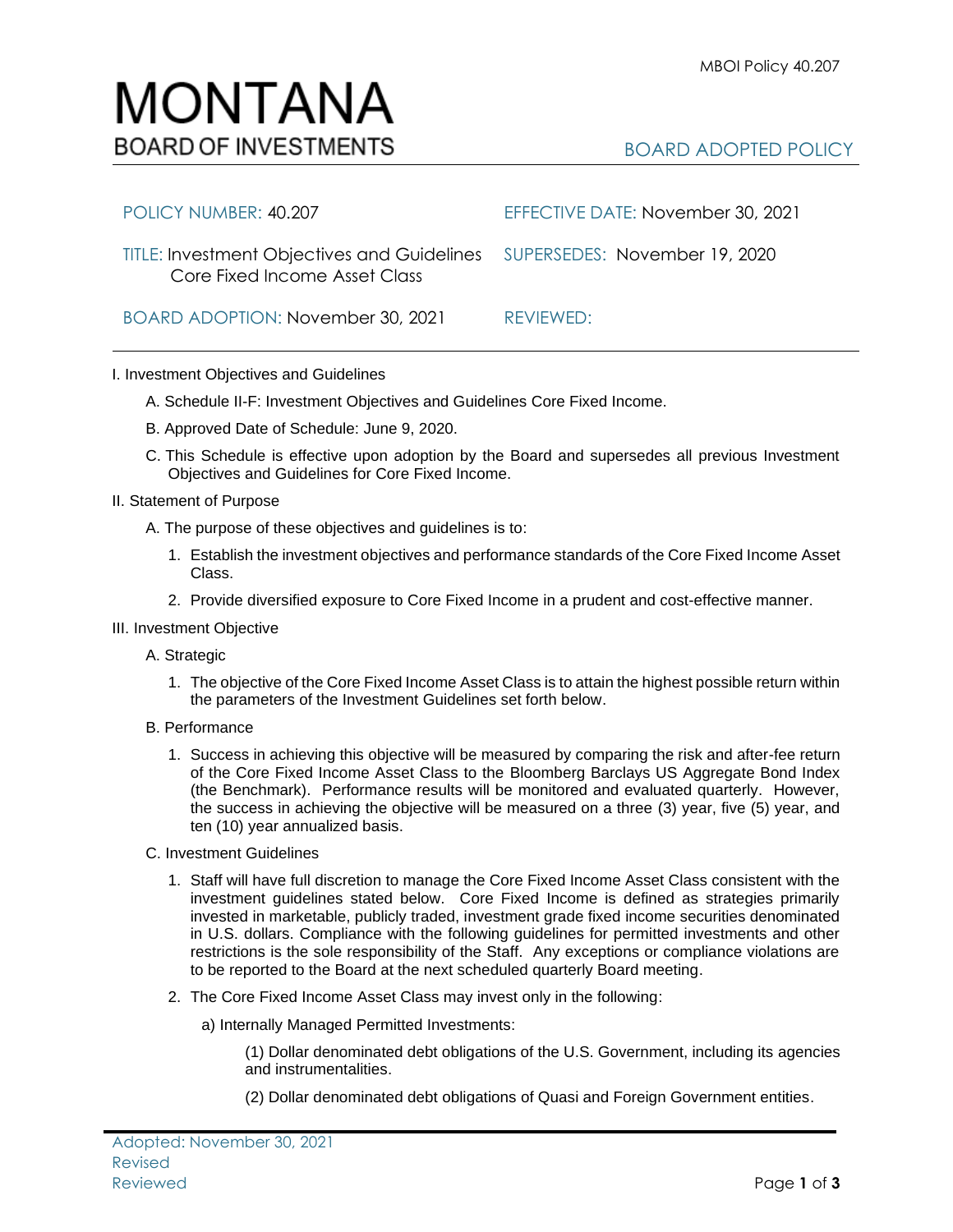MBOI Policy 40.207

# MONTANA
## BOARD OF INVESTMENTS

BOARD ADOPTED POLICY

| | |
|---|---|
| POLICY NUMBER: 40.207 | EFFECTIVE DATE: November 30, 2021 |
| TITLE: Investment Objectives and Guidelines Core Fixed Income Asset Class | SUPERSEDES: November 19, 2020 |
| BOARD ADOPTION: November 30, 2021 | REVIEWED: |

I. Investment Objectives and Guidelines

A. Schedule II-F: Investment Objectives and Guidelines Core Fixed Income.

B. Approved Date of Schedule: June 9, 2020.

C. This Schedule is effective upon adoption by the Board and supersedes all previous Investment Objectives and Guidelines for Core Fixed Income.

II. Statement of Purpose

A. The purpose of these objectives and guidelines is to:

1. Establish the investment objectives and performance standards of the Core Fixed Income Asset Class.
2. Provide diversified exposure to Core Fixed Income in a prudent and cost-effective manner.

III. Investment Objective

A. Strategic

1. The objective of the Core Fixed Income Asset Class is to attain the highest possible return within the parameters of the Investment Guidelines set forth below.

B. Performance

1. Success in achieving this objective will be measured by comparing the risk and after-fee return of the Core Fixed Income Asset Class to the Bloomberg Barclays US Aggregate Bond Index (the Benchmark). Performance results will be monitored and evaluated quarterly. However, the success in achieving the objective will be measured on a three (3) year, five (5) year, and ten (10) year annualized basis.

C. Investment Guidelines

1. Staff will have full discretion to manage the Core Fixed Income Asset Class consistent with the investment guidelines stated below. Core Fixed Income is defined as strategies primarily invested in marketable, publicly traded, investment grade fixed income securities denominated in U.S. dollars. Compliance with the following guidelines for permitted investments and other restrictions is the sole responsibility of the Staff. Any exceptions or compliance violations are to be reported to the Board at the next scheduled quarterly Board meeting.
2. The Core Fixed Income Asset Class may invest only in the following:

a) Internally Managed Permitted Investments:

(1) Dollar denominated debt obligations of the U.S. Government, including its agencies and instrumentalities.

(2) Dollar denominated debt obligations of Quasi and Foreign Government entities.

Adopted: November 30, 2021
Revised
Reviewed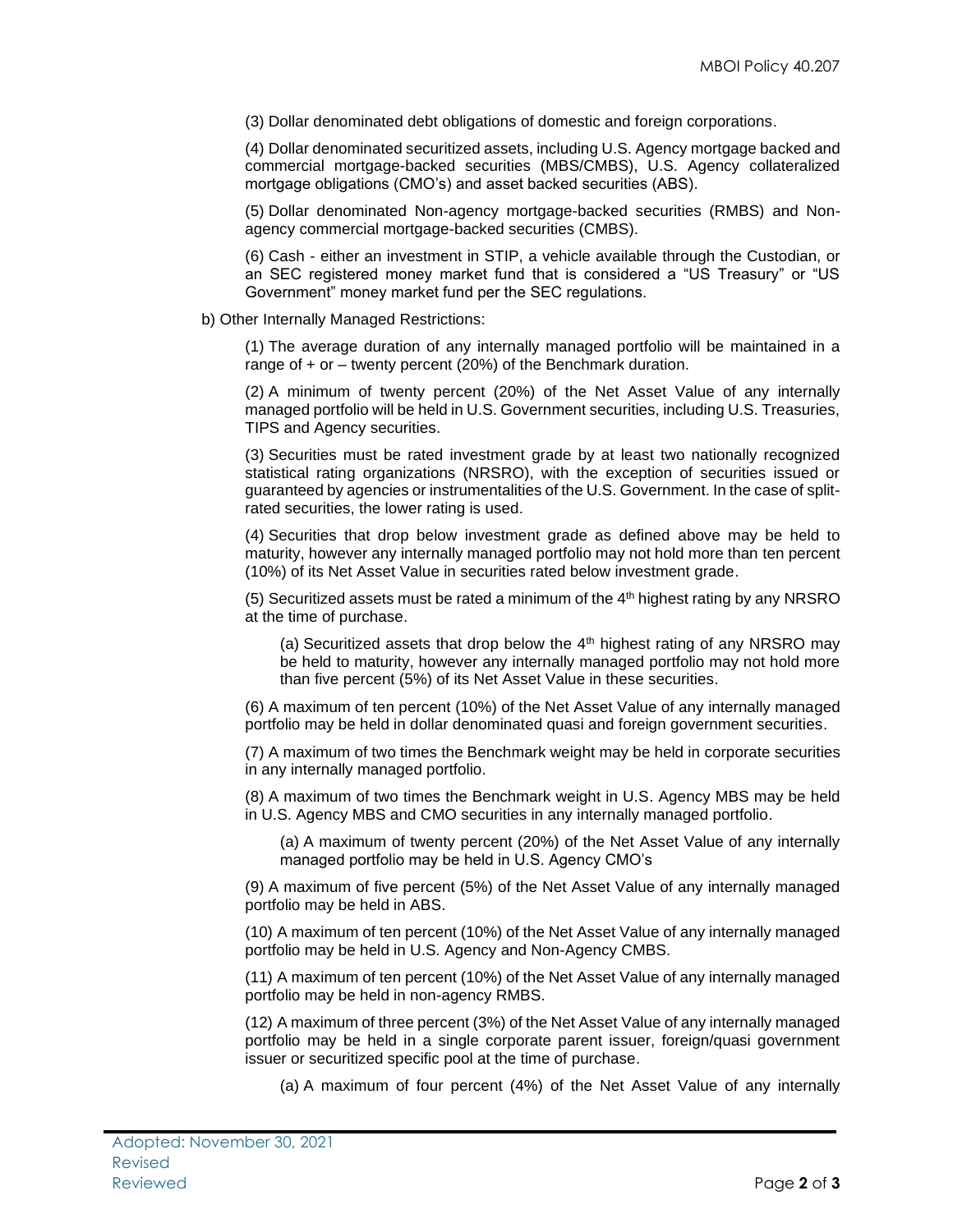(3) Dollar denominated debt obligations of domestic and foreign corporations.

(4) Dollar denominated securitized assets, including U.S. Agency mortgage backed and commercial mortgage-backed securities (MBS/CMBS), U.S. Agency collateralized mortgage obligations (CMO's) and asset backed securities (ABS).

(5) Dollar denominated Non-agency mortgage-backed securities (RMBS) and Non-agency commercial mortgage-backed securities (CMBS).

(6) Cash - either an investment in STIP, a vehicle available through the Custodian, or an SEC registered money market fund that is considered a "US Treasury" or "US Government" money market fund per the SEC regulations.

b) Other Internally Managed Restrictions:

(1) The average duration of any internally managed portfolio will be maintained in a range of + or – twenty percent (20%) of the Benchmark duration.

(2) A minimum of twenty percent (20%) of the Net Asset Value of any internally managed portfolio will be held in U.S. Government securities, including U.S. Treasuries, TIPS and Agency securities.

(3) Securities must be rated investment grade by at least two nationally recognized statistical rating organizations (NRSRO), with the exception of securities issued or guaranteed by agencies or instrumentalities of the U.S. Government. In the case of split-rated securities, the lower rating is used.

(4) Securities that drop below investment grade as defined above may be held to maturity, however any internally managed portfolio may not hold more than ten percent (10%) of its Net Asset Value in securities rated below investment grade.

(5) Securitized assets must be rated a minimum of the 4th highest rating by any NRSRO at the time of purchase.

(a) Securitized assets that drop below the 4th highest rating of any NRSRO may be held to maturity, however any internally managed portfolio may not hold more than five percent (5%) of its Net Asset Value in these securities.

(6) A maximum of ten percent (10%) of the Net Asset Value of any internally managed portfolio may be held in dollar denominated quasi and foreign government securities.

(7) A maximum of two times the Benchmark weight may be held in corporate securities in any internally managed portfolio.

(8) A maximum of two times the Benchmark weight in U.S. Agency MBS may be held in U.S. Agency MBS and CMO securities in any internally managed portfolio.

(a) A maximum of twenty percent (20%) of the Net Asset Value of any internally managed portfolio may be held in U.S. Agency CMO's

(9) A maximum of five percent (5%) of the Net Asset Value of any internally managed portfolio may be held in ABS.

(10) A maximum of ten percent (10%) of the Net Asset Value of any internally managed portfolio may be held in U.S. Agency and Non-Agency CMBS.

(11) A maximum of ten percent (10%) of the Net Asset Value of any internally managed portfolio may be held in non-agency RMBS.

(12) A maximum of three percent (3%) of the Net Asset Value of any internally managed portfolio may be held in a single corporate parent issuer, foreign/quasi government issuer or securitized specific pool at the time of purchase.

(a) A maximum of four percent (4%) of the Net Asset Value of any internally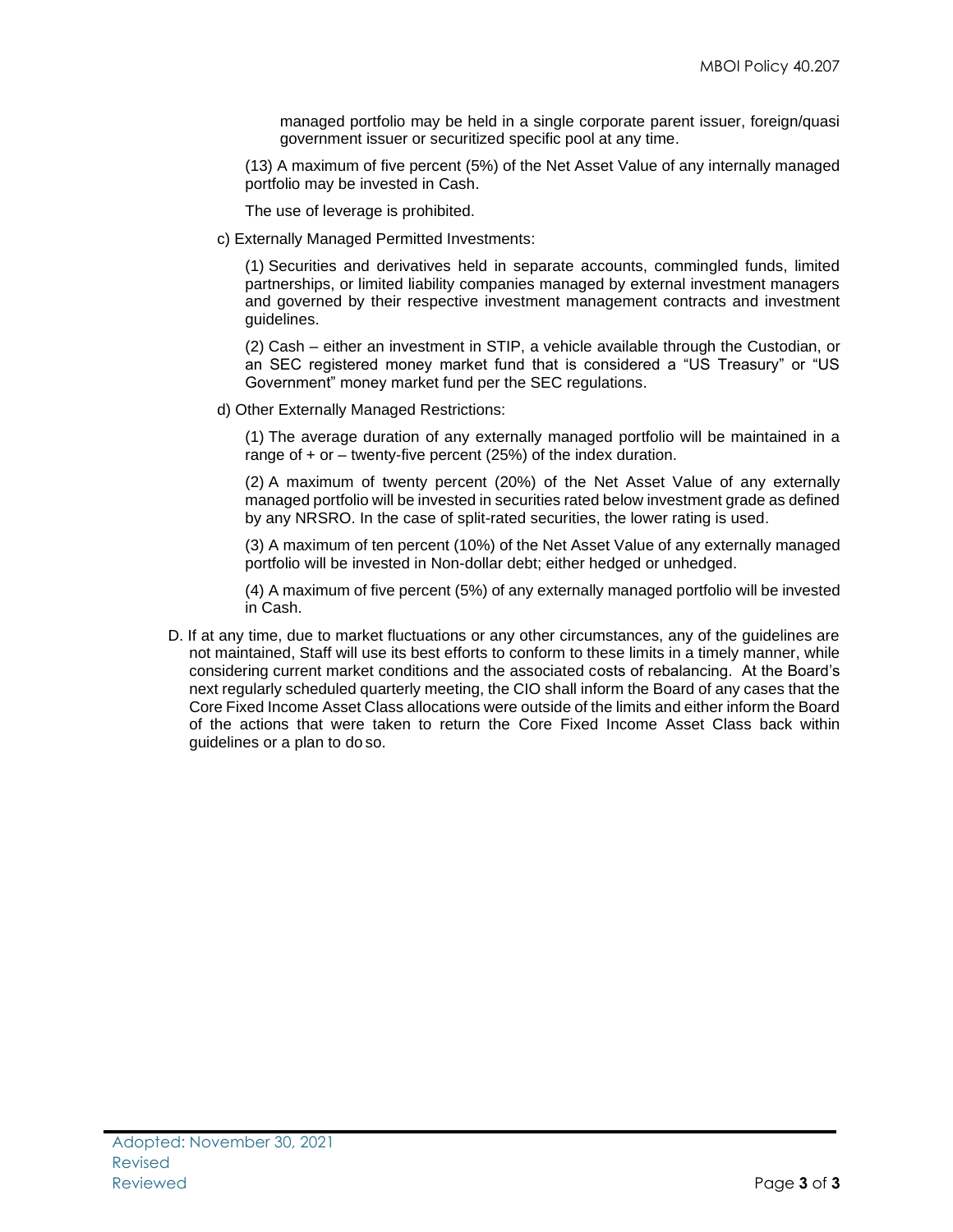managed portfolio may be held in a single corporate parent issuer, foreign/quasi government issuer or securitized specific pool at any time.

(13) A maximum of five percent (5%) of the Net Asset Value of any internally managed portfolio may be invested in Cash.

The use of leverage is prohibited.

c) Externally Managed Permitted Investments:

(1) Securities and derivatives held in separate accounts, commingled funds, limited partnerships, or limited liability companies managed by external investment managers and governed by their respective investment management contracts and investment guidelines.

(2) Cash – either an investment in STIP, a vehicle available through the Custodian, or an SEC registered money market fund that is considered a "US Treasury" or "US Government" money market fund per the SEC regulations.

d) Other Externally Managed Restrictions:

(1) The average duration of any externally managed portfolio will be maintained in a range of + or – twenty-five percent (25%) of the index duration.

(2) A maximum of twenty percent (20%) of the Net Asset Value of any externally managed portfolio will be invested in securities rated below investment grade as defined by any NRSRO. In the case of split-rated securities, the lower rating is used.

(3) A maximum of ten percent (10%) of the Net Asset Value of any externally managed portfolio will be invested in Non-dollar debt; either hedged or unhedged.

(4) A maximum of five percent (5%) of any externally managed portfolio will be invested in Cash.

D. If at any time, due to market fluctuations or any other circumstances, any of the guidelines are not maintained, Staff will use its best efforts to conform to these limits in a timely manner, while considering current market conditions and the associated costs of rebalancing. At the Board's next regularly scheduled quarterly meeting, the CIO shall inform the Board of any cases that the Core Fixed Income Asset Class allocations were outside of the limits and either inform the Board of the actions that were taken to return the Core Fixed Income Asset Class back within guidelines or a plan to do so.

Adopted: November 30, 2021
Revised
Reviewed